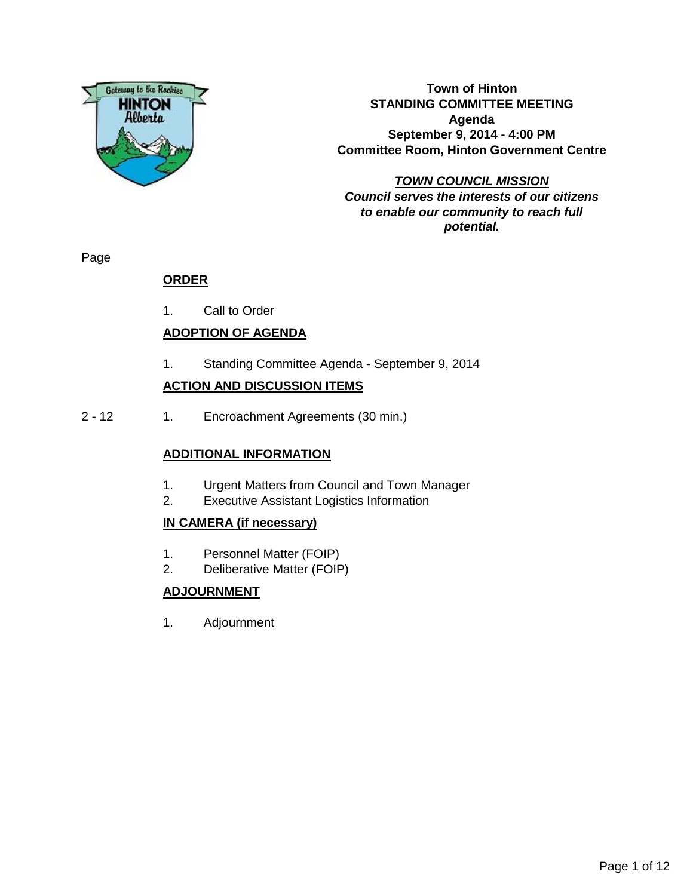**Town of Hinton**
**STANDING COMMITTEE MEETING**
**Agenda**
**September 9, 2014 - 4:00 PM**
**Committee Room, Hinton Government Centre**

***TOWN COUNCIL MISSION***
***Council serves the interests of our citizens to enable our community to reach full potential.***

Page

## ORDER

1. Call to Order

## ADOPTION OF AGENDA

1. Standing Committee Agenda - September 9, 2014

## ACTION AND DISCUSSION ITEMS

2 - 12 &nbsp;&nbsp; 1. Encroachment Agreements (30 min.)

## ADDITIONAL INFORMATION

1. Urgent Matters from Council and Town Manager
2. Executive Assistant Logistics Information

## IN CAMERA (if necessary)

1. Personnel Matter (FOIP)
2. Deliberative Matter (FOIP)

## ADJOURNMENT

1. Adjournment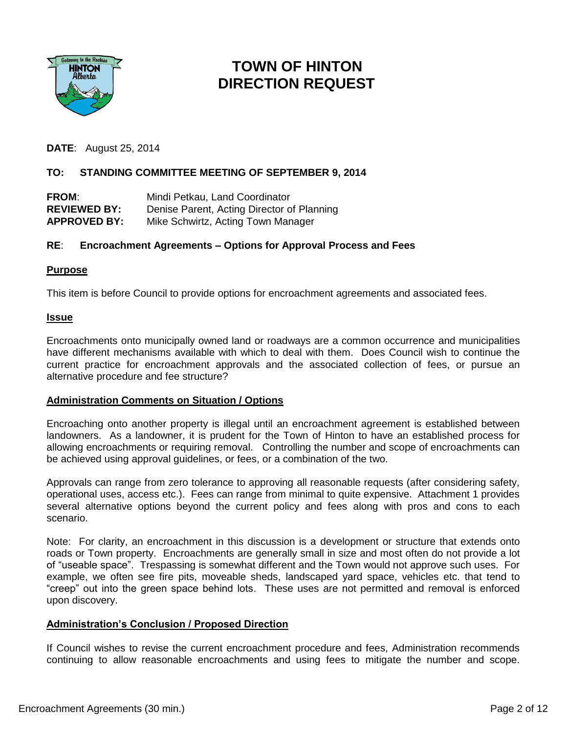# TOWN OF HINTON
# DIRECTION REQUEST

**DATE**: August 25, 2014

**TO: STANDING COMMITTEE MEETING OF SEPTEMBER 9, 2014**

**FROM**: Mindi Petkau, Land Coordinator
**REVIEWED BY:** Denise Parent, Acting Director of Planning
**APPROVED BY:** Mike Schwirtz, Acting Town Manager

**RE**: **Encroachment Agreements – Options for Approval Process and Fees**

## Purpose

This item is before Council to provide options for encroachment agreements and associated fees.

## Issue

Encroachments onto municipally owned land or roadways are a common occurrence and municipalities have different mechanisms available with which to deal with them. Does Council wish to continue the current practice for encroachment approvals and the associated collection of fees, or pursue an alternative procedure and fee structure?

## Administration Comments on Situation / Options

Encroaching onto another property is illegal until an encroachment agreement is established between landowners. As a landowner, it is prudent for the Town of Hinton to have an established process for allowing encroachments or requiring removal. Controlling the number and scope of encroachments can be achieved using approval guidelines, or fees, or a combination of the two.

Approvals can range from zero tolerance to approving all reasonable requests (after considering safety, operational uses, access etc.). Fees can range from minimal to quite expensive. Attachment 1 provides several alternative options beyond the current policy and fees along with pros and cons to each scenario.

Note: For clarity, an encroachment in this discussion is a development or structure that extends onto roads or Town property. Encroachments are generally small in size and most often do not provide a lot of "useable space". Trespassing is somewhat different and the Town would not approve such uses. For example, we often see fire pits, moveable sheds, landscaped yard space, vehicles etc. that tend to "creep" out into the green space behind lots. These uses are not permitted and removal is enforced upon discovery.

## Administration's Conclusion / Proposed Direction

If Council wishes to revise the current encroachment procedure and fees, Administration recommends continuing to allow reasonable encroachments and using fees to mitigate the number and scope.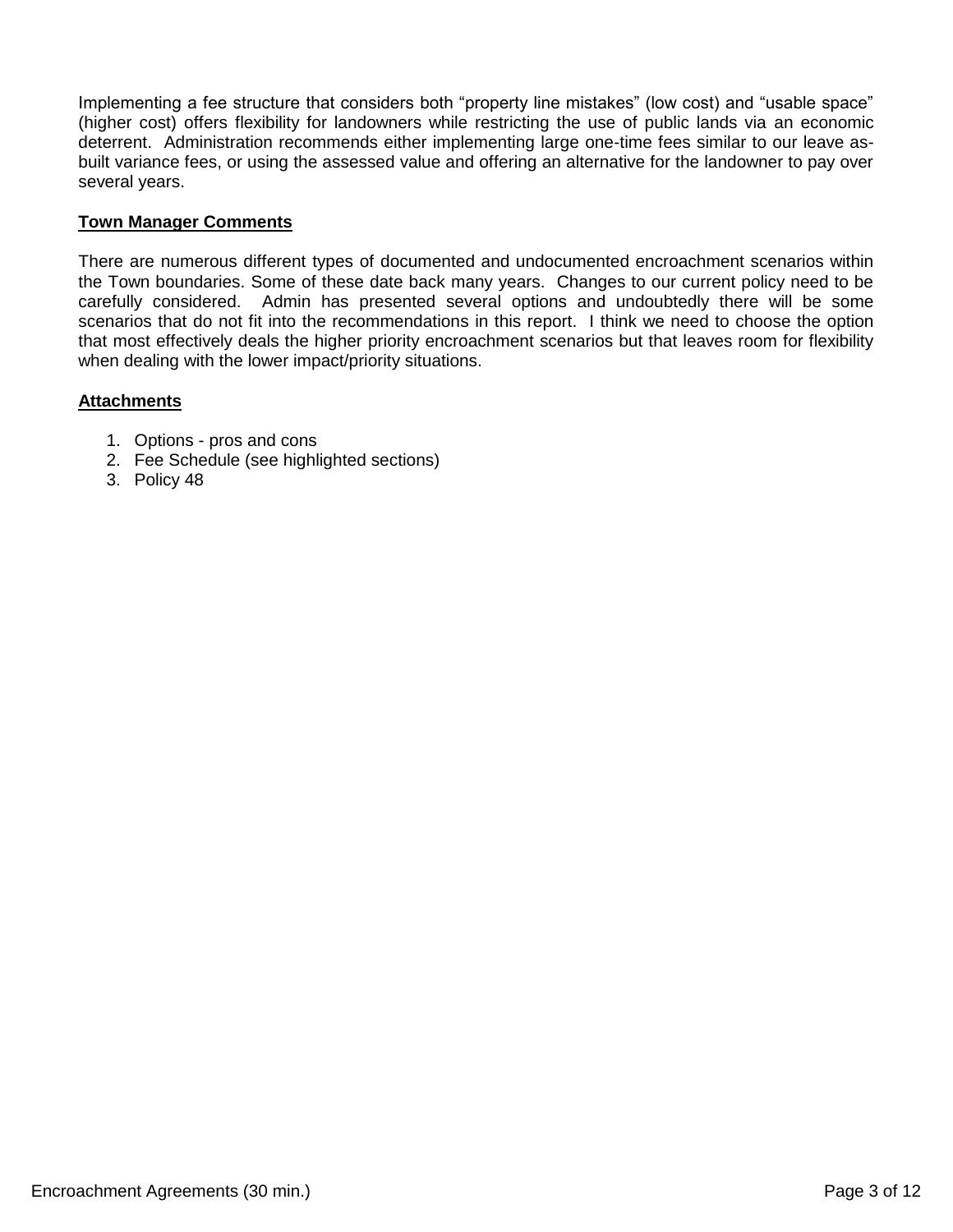Implementing a fee structure that considers both "property line mistakes" (low cost) and "usable space" (higher cost) offers flexibility for landowners while restricting the use of public lands via an economic deterrent. Administration recommends either implementing large one-time fees similar to our leave as-built variance fees, or using the assessed value and offering an alternative for the landowner to pay over several years.

**Town Manager Comments**

There are numerous different types of documented and undocumented encroachment scenarios within the Town boundaries. Some of these date back many years. Changes to our current policy need to be carefully considered. Admin has presented several options and undoubtedly there will be some scenarios that do not fit into the recommendations in this report. I think we need to choose the option that most effectively deals the higher priority encroachment scenarios but that leaves room for flexibility when dealing with the lower impact/priority situations.

**Attachments**

1. Options - pros and cons
2. Fee Schedule (see highlighted sections)
3. Policy 48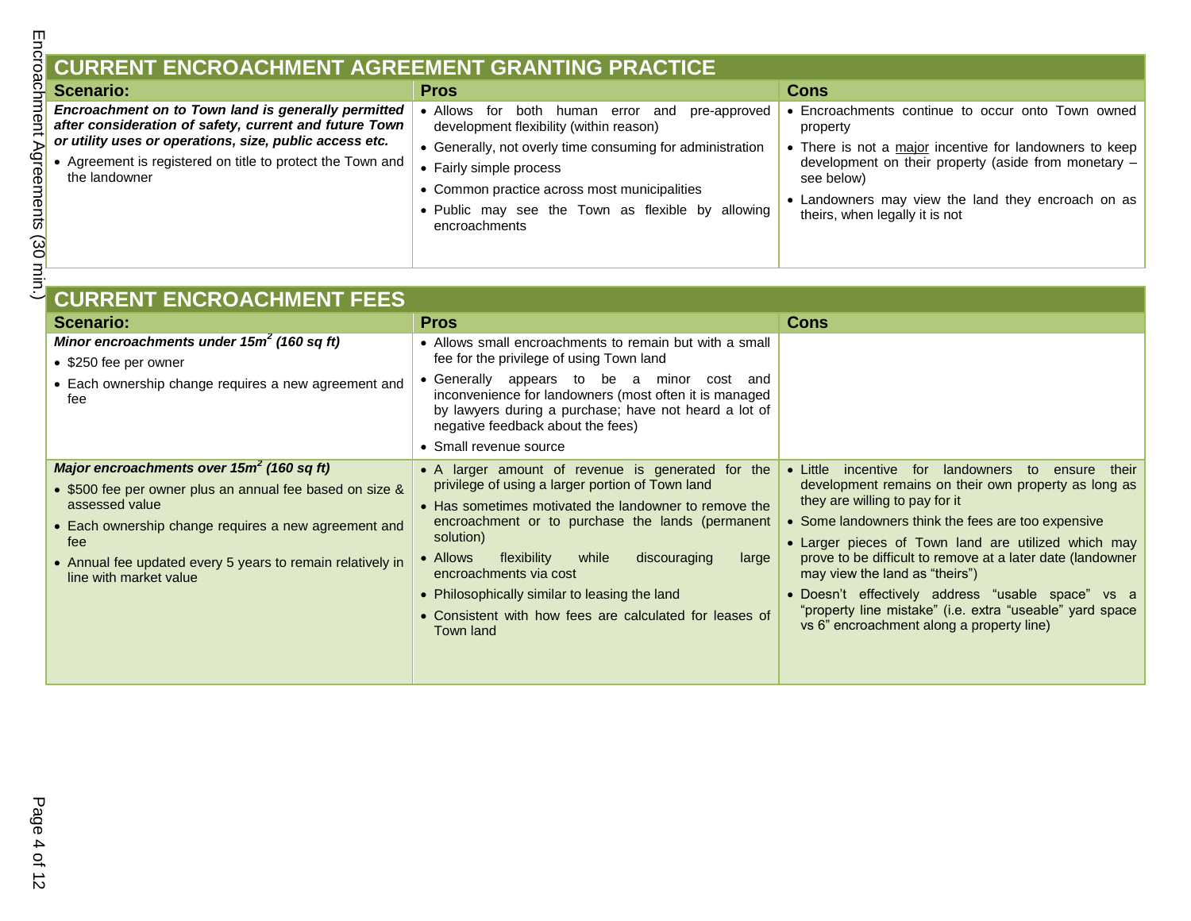## CURRENT ENCROACHMENT AGREEMENT GRANTING PRACTICE

| Scenario: | Pros | Cons |
|---|---|---|
| ***Encroachment on to Town land is generally permitted after consideration of safety, current and future Town or utility uses or operations, size, public access etc.*** <br>• Agreement is registered on title to protect the Town and the landowner | • Allows for both human error and pre-approved development flexibility (within reason)<br>• Generally, not overly time consuming for administration<br>• Fairly simple process<br>• Common practice across most municipalities<br>• Public may see the Town as flexible by allowing encroachments | • Encroachments continue to occur onto Town owned property<br>• There is not a <u>major</u> incentive for landowners to keep development on their property (aside from monetary – see below)<br>• Landowners may view the land they encroach on as theirs, when legally it is not |

## CURRENT ENCROACHMENT FEES

| Scenario: | Pros | Cons |
|---|---|---|
| ***Minor encroachments under 15m² (160 sq ft)***<br>• $250 fee per owner<br>• Each ownership change requires a new agreement and fee | • Allows small encroachments to remain but with a small fee for the privilege of using Town land<br>• Generally appears to be a minor cost and inconvenience for landowners (most often it is managed by lawyers during a purchase; have not heard a lot of negative feedback about the fees)<br>• Small revenue source | |
| ***Major encroachments over 15m² (160 sq ft)***<br>• $500 fee per owner plus an annual fee based on size & assessed value<br>• Each ownership change requires a new agreement and fee<br>• Annual fee updated every 5 years to remain relatively in line with market value | • A larger amount of revenue is generated for the privilege of using a larger portion of Town land<br>• Has sometimes motivated the landowner to remove the encroachment or to purchase the lands (permanent solution)<br>• Allows flexibility while discouraging large encroachments via cost<br>• Philosophically similar to leasing the land<br>• Consistent with how fees are calculated for leases of Town land | • Little incentive for landowners to ensure their development remains on their own property as long as they are willing to pay for it<br>• Some landowners think the fees are too expensive<br>• Larger pieces of Town land are utilized which may prove to be difficult to remove at a later date (landowner may view the land as "theirs")<br>• Doesn't effectively address "usable space" vs a "property line mistake" (i.e. extra "useable" yard space vs 6" encroachment along a property line) |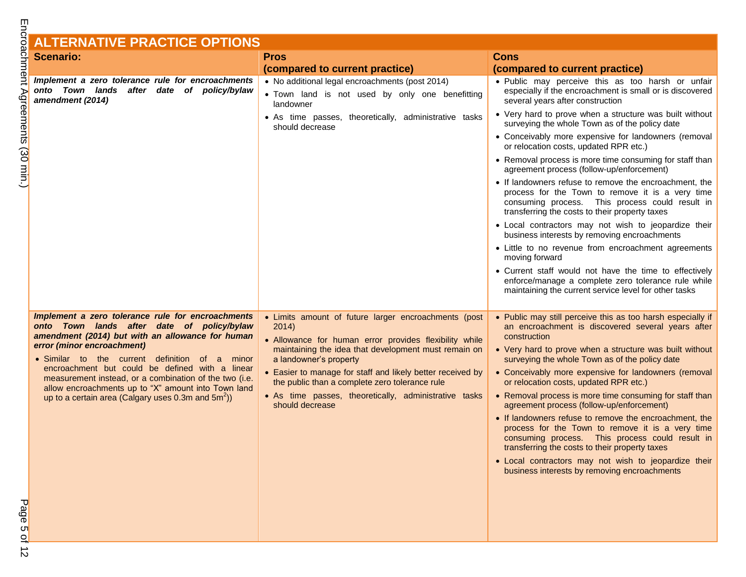## ALTERNATIVE PRACTICE OPTIONS

| Scenario: | Pros (compared to current practice) | Cons (compared to current practice) |
|---|---|---|
| ***Implement a zero tolerance rule for encroachments onto Town lands after date of policy/bylaw amendment (2014)*** | • No additional legal encroachments (post 2014)<br>• Town land is not used by only one benefitting landowner<br>• As time passes, theoretically, administrative tasks should decrease | • Public may perceive this as too harsh or unfair especially if the encroachment is small or is discovered several years after construction<br>• Very hard to prove when a structure was built without surveying the whole Town as of the policy date<br>• Conceivably more expensive for landowners (removal or relocation costs, updated RPR etc.)<br>• Removal process is more time consuming for staff than agreement process (follow-up/enforcement)<br>• If landowners refuse to remove the encroachment, the process for the Town to remove it is a very time consuming process. This process could result in transferring the costs to their property taxes<br>• Local contractors may not wish to jeopardize their business interests by removing encroachments<br>• Little to no revenue from encroachment agreements moving forward<br>• Current staff would not have the time to effectively enforce/manage a complete zero tolerance rule while maintaining the current service level for other tasks |
| ***Implement a zero tolerance rule for encroachments onto Town lands after date of policy/bylaw amendment (2014) but with an allowance for human error (minor encroachment)***<br>• Similar to the current definition of a minor encroachment but could be defined with a linear measurement instead, or a combination of the two (i.e. allow encroachments up to "X" amount into Town land up to a certain area (Calgary uses 0.3m and $5m^2$)) | • Limits amount of future larger encroachments (post 2014)<br>• Allowance for human error provides flexibility while maintaining the idea that development must remain on a landowner's property<br>• Easier to manage for staff and likely better received by the public than a complete zero tolerance rule<br>• As time passes, theoretically, administrative tasks should decrease | • Public may still perceive this as too harsh especially if an encroachment is discovered several years after construction<br>• Very hard to prove when a structure was built without surveying the whole Town as of the policy date<br>• Conceivably more expensive for landowners (removal or relocation costs, updated RPR etc.)<br>• Removal process is more time consuming for staff than agreement process (follow-up/enforcement)<br>• If landowners refuse to remove the encroachment, the process for the Town to remove it is a very time consuming process. This process could result in transferring the costs to their property taxes<br>• Local contractors may not wish to jeopardize their business interests by removing encroachments |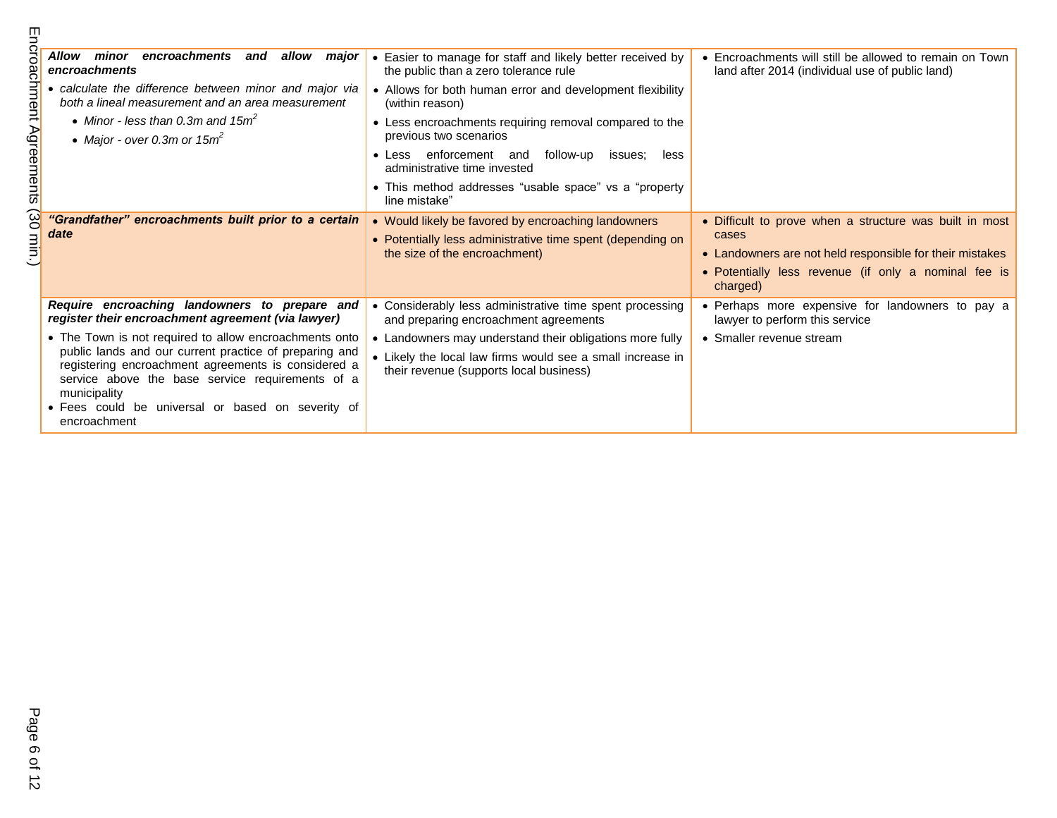| | | |
|---|---|---|
| ***Allow minor encroachments and allow major encroachments***<br>• *calculate the difference between minor and major via both a lineal measurement and an area measurement*<br>  • *Minor - less than 0.3m and 15m$^2$*<br>  • *Major - over 0.3m or 15m$^2$* | • Easier to manage for staff and likely better received by the public than a zero tolerance rule<br>• Allows for both human error and development flexibility (within reason)<br>• Less encroachments requiring removal compared to the previous two scenarios<br>• Less enforcement and follow-up issues; less administrative time invested<br>• This method addresses "usable space" vs a "property line mistake" | • Encroachments will still be allowed to remain on Town land after 2014 (individual use of public land) |
| ***"Grandfather" encroachments built prior to a certain date*** | • Would likely be favored by encroaching landowners<br>• Potentially less administrative time spent (depending on the size of the encroachment) | • Difficult to prove when a structure was built in most cases<br>• Landowners are not held responsible for their mistakes<br>• Potentially less revenue (if only a nominal fee is charged) |
| ***Require encroaching landowners to prepare and register their encroachment agreement (via lawyer)***<br>• The Town is not required to allow encroachments onto public lands and our current practice of preparing and registering encroachment agreements is considered a service above the base service requirements of a municipality<br>• Fees could be universal or based on severity of encroachment | • Considerably less administrative time spent processing and preparing encroachment agreements<br>• Landowners may understand their obligations more fully<br>• Likely the local law firms would see a small increase in their revenue (supports local business) | • Perhaps more expensive for landowners to pay a lawyer to perform this service<br>• Smaller revenue stream |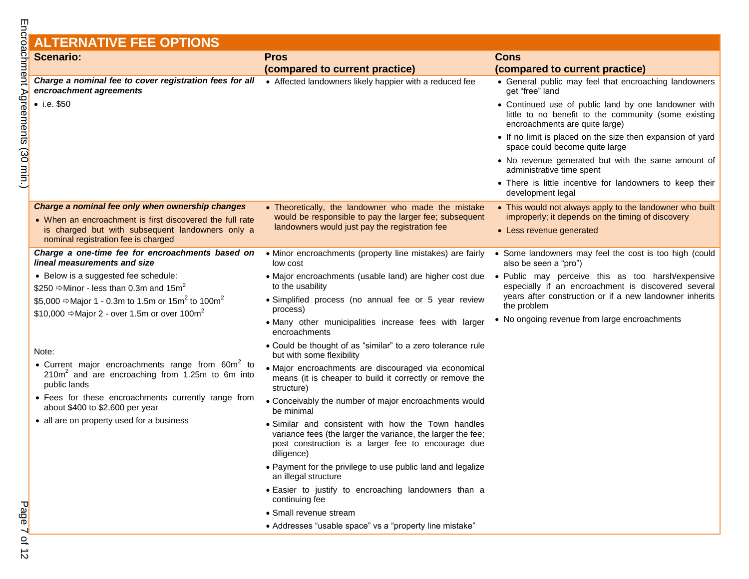## ALTERNATIVE FEE OPTIONS

| Scenario: | Pros (compared to current practice) | Cons (compared to current practice) |
|---|---|---|
| ***Charge a nominal fee to cover registration fees for all encroachment agreements*** <br> • i.e. $50 | • Affected landowners likely happier with a reduced fee | • General public may feel that encroaching landowners get "free" land <br> • Continued use of public land by one landowner with little to no benefit to the community (some existing encroachments are quite large) <br> • If no limit is placed on the size then expansion of yard space could become quite large <br> • No revenue generated but with the same amount of administrative time spent <br> • There is little incentive for landowners to keep their development legal |
| ***Charge a nominal fee only when ownership changes*** <br> • When an encroachment is first discovered the full rate is charged but with subsequent landowners only a nominal registration fee is charged | • Theoretically, the landowner who made the mistake would be responsible to pay the larger fee; subsequent landowners would just pay the registration fee | • This would not always apply to the landowner who built improperly; it depends on the timing of discovery <br> • Less revenue generated |
| ***Charge a one-time fee for encroachments based on lineal measurements and size*** <br> • Below is a suggested fee schedule: <br> $250 ⇨Minor - less than 0.3m and $15m^2$ <br> $5,000 ⇨Major 1 - 0.3m to 1.5m or $15m^2$ to $100m^2$ <br> $10,000 ⇨Major 2 - over 1.5m or over $100m^2$ <br><br> Note: <br> • Current major encroachments range from $60m^2$ to $210m^2$ and are encroaching from 1.25m to 6m into public lands <br> • Fees for these encroachments currently range from about $400 to $2,600 per year <br> • all are on property used for a business | • Minor encroachments (property line mistakes) are fairly low cost <br> • Major encroachments (usable land) are higher cost due to the usability <br> • Simplified process (no annual fee or 5 year review process) <br> • Many other municipalities increase fees with larger encroachments <br> • Could be thought of as "similar" to a zero tolerance rule but with some flexibility <br> • Major encroachments are discouraged via economical means (it is cheaper to build it correctly or remove the structure) <br> • Conceivably the number of major encroachments would be minimal <br> • Similar and consistent with how the Town handles variance fees (the larger the variance, the larger the fee; post construction is a larger fee to encourage due diligence) <br> • Payment for the privilege to use public land and legalize an illegal structure <br> • Easier to justify to encroaching landowners than a continuing fee <br> • Small revenue stream <br> • Addresses "usable space" vs a "property line mistake" | • Some landowners may feel the cost is too high (could also be seen a "pro") <br> • Public may perceive this as too harsh/expensive especially if an encroachment is discovered several years after construction or if a new landowner inherits the problem <br> • No ongoing revenue from large encroachments |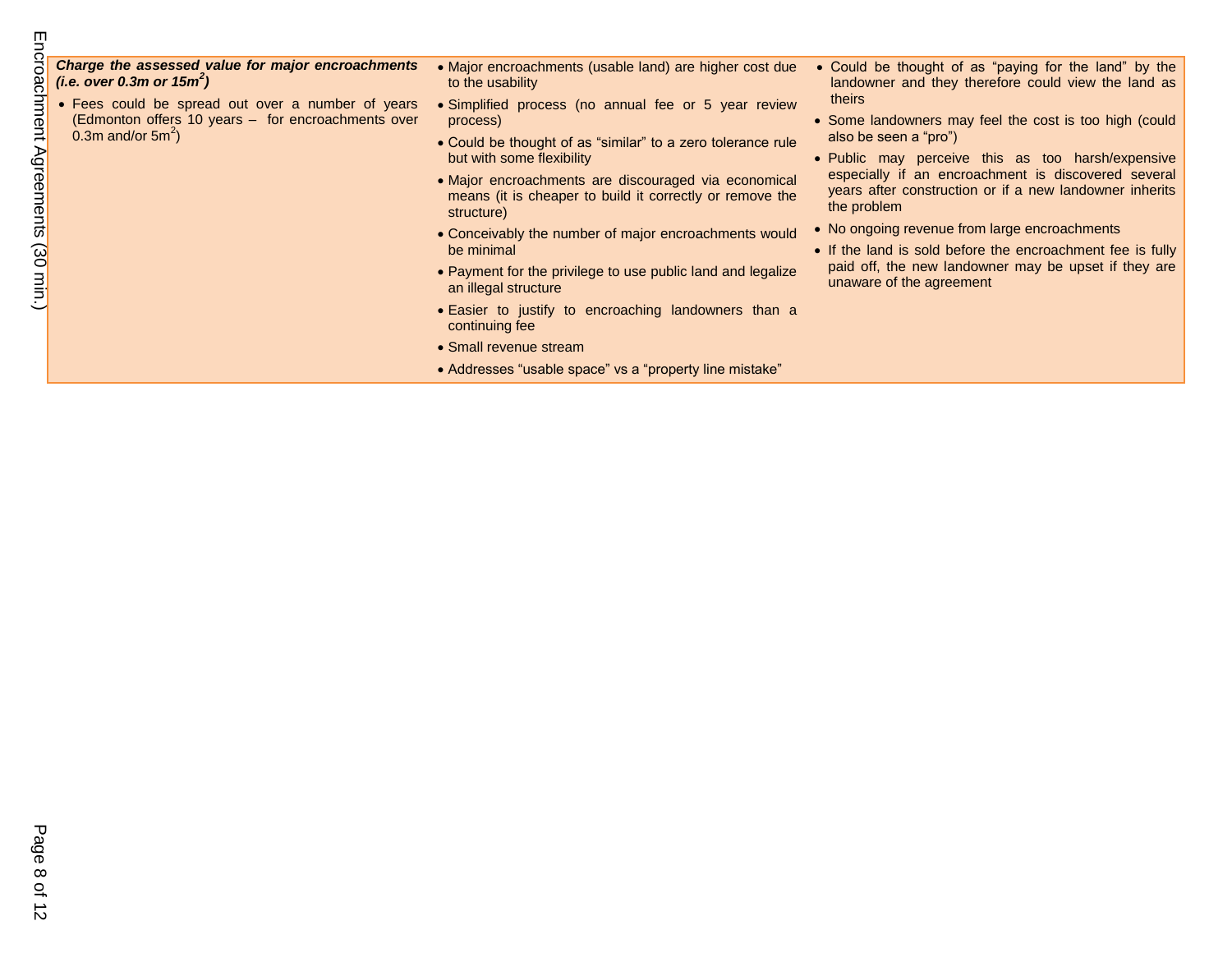| | | |
|---|---|---|
| ***Charge the assessed value for major encroachments (i.e. over 0.3m or 15m$^2$)***<br><br>• Fees could be spread out over a number of years (Edmonton offers 10 years – for encroachments over 0.3m and/or 5m$^2$) | • Major encroachments (usable land) are higher cost due to the usability<br>• Simplified process (no annual fee or 5 year review process)<br>• Could be thought of as “similar” to a zero tolerance rule but with some flexibility<br>• Major encroachments are discouraged via economical means (it is cheaper to build it correctly or remove the structure)<br>• Conceivably the number of major encroachments would be minimal<br>• Payment for the privilege to use public land and legalize an illegal structure<br>• Easier to justify to encroaching landowners than a continuing fee<br>• Small revenue stream<br>• Addresses “usable space” vs a “property line mistake” | • Could be thought of as “paying for the land” by the landowner and they therefore could view the land as theirs<br>• Some landowners may feel the cost is too high (could also be seen a “pro”)<br>• Public may perceive this as too harsh/expensive especially if an encroachment is discovered several years after construction or if a new landowner inherits the problem<br>• No ongoing revenue from large encroachments<br>• If the land is sold before the encroachment fee is fully paid off, the new landowner may be upset if they are unaware of the agreement |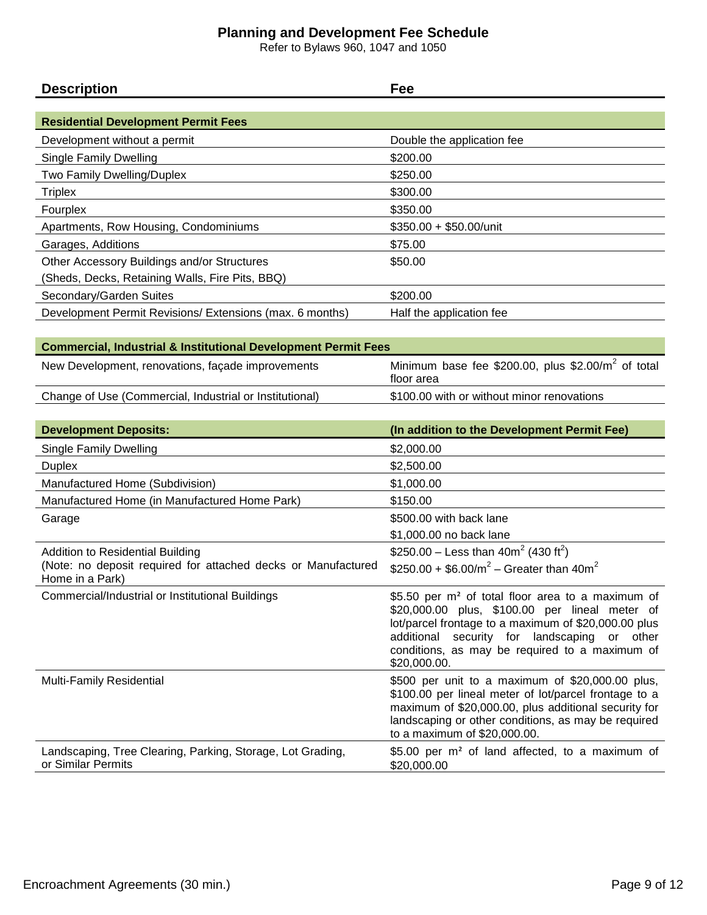# Planning and Development Fee Schedule

Refer to Bylaws 960, 1047 and 1050

| Description | Fee |
|---|---|
| **Residential Development Permit Fees** | |
| Development without a permit | Double the application fee |
| Single Family Dwelling | \$200.00 |
| Two Family Dwelling/Duplex | \$250.00 |
| Triplex | \$300.00 |
| Fourplex | \$350.00 |
| Apartments, Row Housing, Condominiums | \$350.00 + \$50.00/unit |
| Garages, Additions | \$75.00 |
| Other Accessory Buildings and/or Structures (Sheds, Decks, Retaining Walls, Fire Pits, BBQ) | \$50.00 |
| Secondary/Garden Suites | \$200.00 |
| Development Permit Revisions/ Extensions (max. 6 months) | Half the application fee |
| **Commercial, Industrial & Institutional Development Permit Fees** | |
| New Development, renovations, façade improvements | Minimum base fee \$200.00, plus \$2.00/m$^2$ of total floor area |
| Change of Use (Commercial, Industrial or Institutional) | \$100.00 with or without minor renovations |
| **Development Deposits:** | **(In addition to the Development Permit Fee)** |
| Single Family Dwelling | \$2,000.00 |
| Duplex | \$2,500.00 |
| Manufactured Home (Subdivision) | \$1,000.00 |
| Manufactured Home (in Manufactured Home Park) | \$150.00 |
| Garage | \$500.00 with back lane<br>\$1,000.00 no back lane |
| Addition to Residential Building (Note: no deposit required for attached decks or Manufactured Home in a Park) | \$250.00 – Less than 40m$^2$ (430 ft$^2$)<br>\$250.00 + \$6.00/m$^2$ – Greater than 40m$^2$ |
| Commercial/Industrial or Institutional Buildings | \$5.50 per m$^2$ of total floor area to a maximum of \$20,000.00 plus, \$100.00 per lineal meter of lot/parcel frontage to a maximum of \$20,000.00 plus additional security for landscaping or other conditions, as may be required to a maximum of \$20,000.00. |
| Multi-Family Residential | \$500 per unit to a maximum of \$20,000.00 plus, \$100.00 per lineal meter of lot/parcel frontage to a maximum of \$20,000.00, plus additional security for landscaping or other conditions, as may be required to a maximum of \$20,000.00. |
| Landscaping, Tree Clearing, Parking, Storage, Lot Grading, or Similar Permits | \$5.00 per m$^2$ of land affected, to a maximum of \$20,000.00 |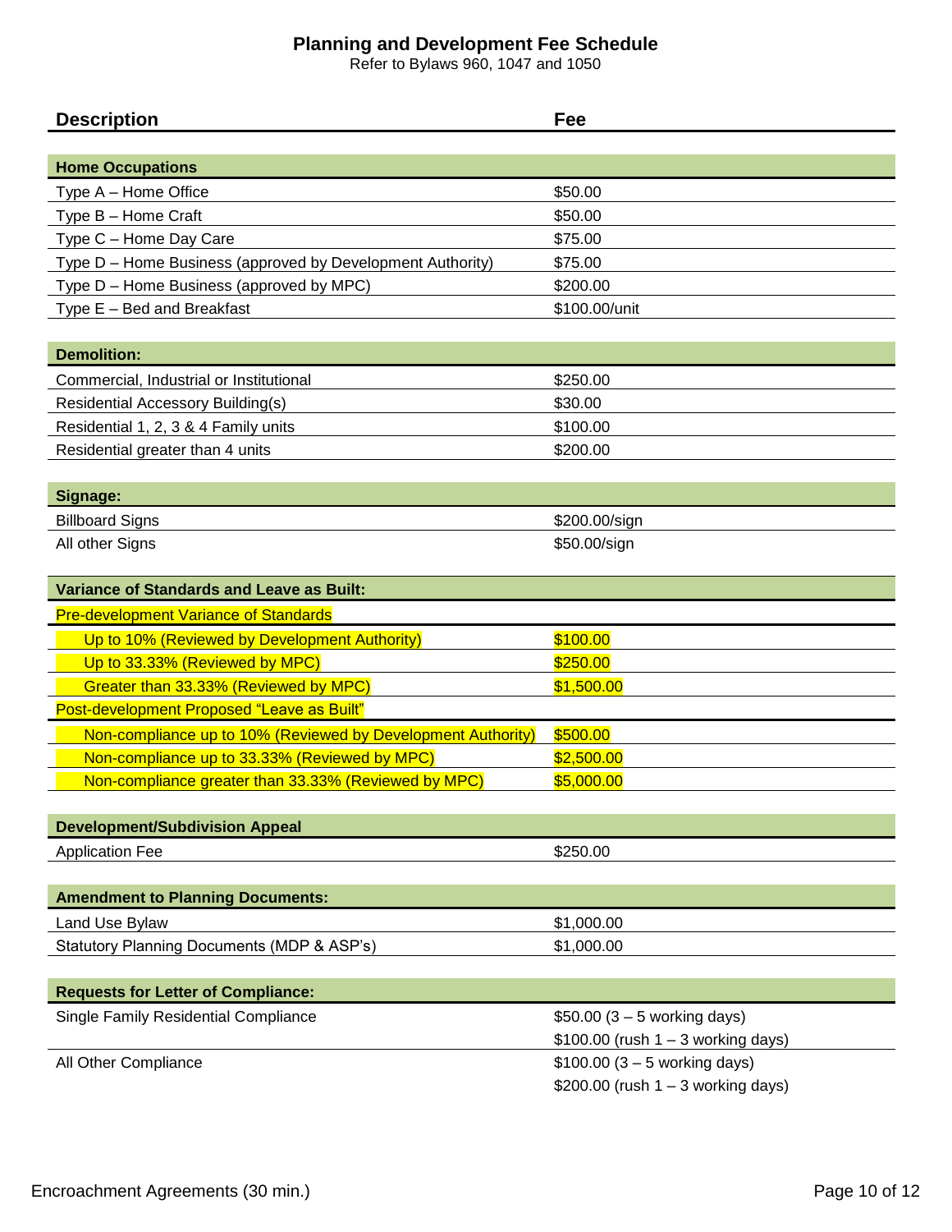# Planning and Development Fee Schedule

Refer to Bylaws 960, 1047 and 1050

| Description | Fee |
| --- | --- |
| **Home Occupations** | |
| Type A – Home Office | $50.00 |
| Type B – Home Craft | $50.00 |
| Type C – Home Day Care | $75.00 |
| Type D – Home Business (approved by Development Authority) | $75.00 |
| Type D – Home Business (approved by MPC) | $200.00 |
| Type E – Bed and Breakfast | $100.00/unit |
| **Demolition:** | |
| Commercial, Industrial or Institutional | $250.00 |
| Residential Accessory Building(s) | $30.00 |
| Residential 1, 2, 3 & 4 Family units | $100.00 |
| Residential greater than 4 units | $200.00 |
| **Signage:** | |
| Billboard Signs | $200.00/sign |
| All other Signs | $50.00/sign |
| **Variance of Standards and Leave as Built:** | |
| Pre-development Variance of Standards | |
| Up to 10% (Reviewed by Development Authority) | $100.00 |
| Up to 33.33% (Reviewed by MPC) | $250.00 |
| Greater than 33.33% (Reviewed by MPC) | $1,500.00 |
| Post-development Proposed "Leave as Built" | |
| Non-compliance up to 10% (Reviewed by Development Authority) | $500.00 |
| Non-compliance up to 33.33% (Reviewed by MPC) | $2,500.00 |
| Non-compliance greater than 33.33% (Reviewed by MPC) | $5,000.00 |
| **Development/Subdivision Appeal** | |
| Application Fee | $250.00 |
| **Amendment to Planning Documents:** | |
| Land Use Bylaw | $1,000.00 |
| Statutory Planning Documents (MDP & ASP's) | $1,000.00 |
| **Requests for Letter of Compliance:** | |
| Single Family Residential Compliance | $50.00 (3 – 5 working days)<br>$100.00 (rush 1 – 3 working days) |
| All Other Compliance | $100.00 (3 – 5 working days)<br>$200.00 (rush 1 – 3 working days) |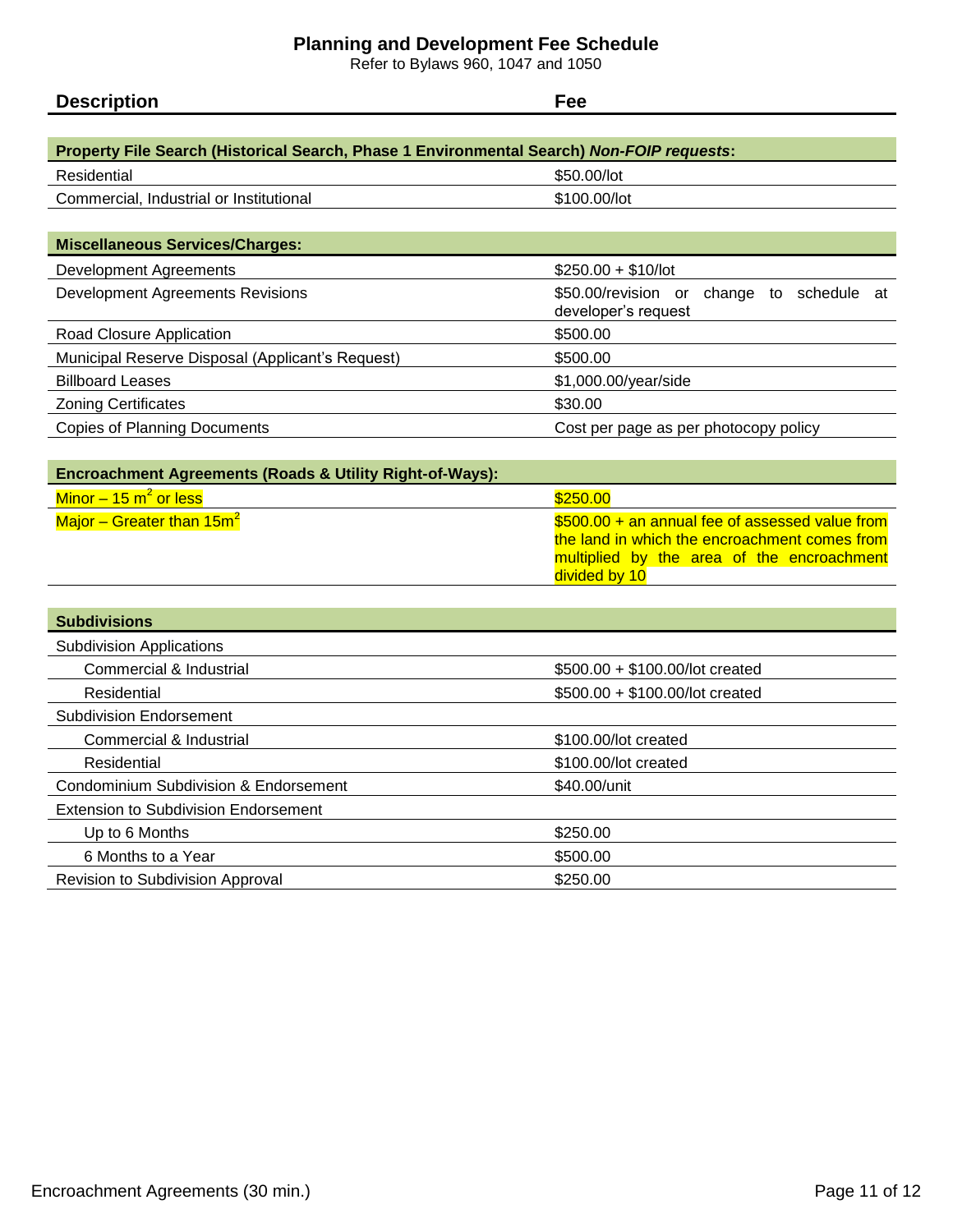# Planning and Development Fee Schedule

Refer to Bylaws 960, 1047 and 1050

| Description | Fee |
| --- | --- |
| **Property File Search (Historical Search, Phase 1 Environmental Search) *Non-FOIP requests*:** | |
| Residential | \$50.00/lot |
| Commercial, Industrial or Institutional | \$100.00/lot |
| **Miscellaneous Services/Charges:** | |
| Development Agreements | \$250.00 + \$10/lot |
| Development Agreements Revisions | \$50.00/revision or change to schedule at developer's request |
| Road Closure Application | \$500.00 |
| Municipal Reserve Disposal (Applicant's Request) | \$500.00 |
| Billboard Leases | \$1,000.00/year/side |
| Zoning Certificates | \$30.00 |
| Copies of Planning Documents | Cost per page as per photocopy policy |
| **Encroachment Agreements (Roads & Utility Right-of-Ways):** | |
| Minor – 15 $m^2$ or less | \$250.00 |
| Major – Greater than 15$m^2$ | \$500.00 + an annual fee of assessed value from the land in which the encroachment comes from multiplied by the area of the encroachment divided by 10 |
| **Subdivisions** | |
| Subdivision Applications | |
| Commercial & Industrial | \$500.00 + \$100.00/lot created |
| Residential | \$500.00 + \$100.00/lot created |
| Subdivision Endorsement | |
| Commercial & Industrial | \$100.00/lot created |
| Residential | \$100.00/lot created |
| Condominium Subdivision & Endorsement | \$40.00/unit |
| Extension to Subdivision Endorsement | |
| Up to 6 Months | \$250.00 |
| 6 Months to a Year | \$500.00 |
| Revision to Subdivision Approval | \$250.00 |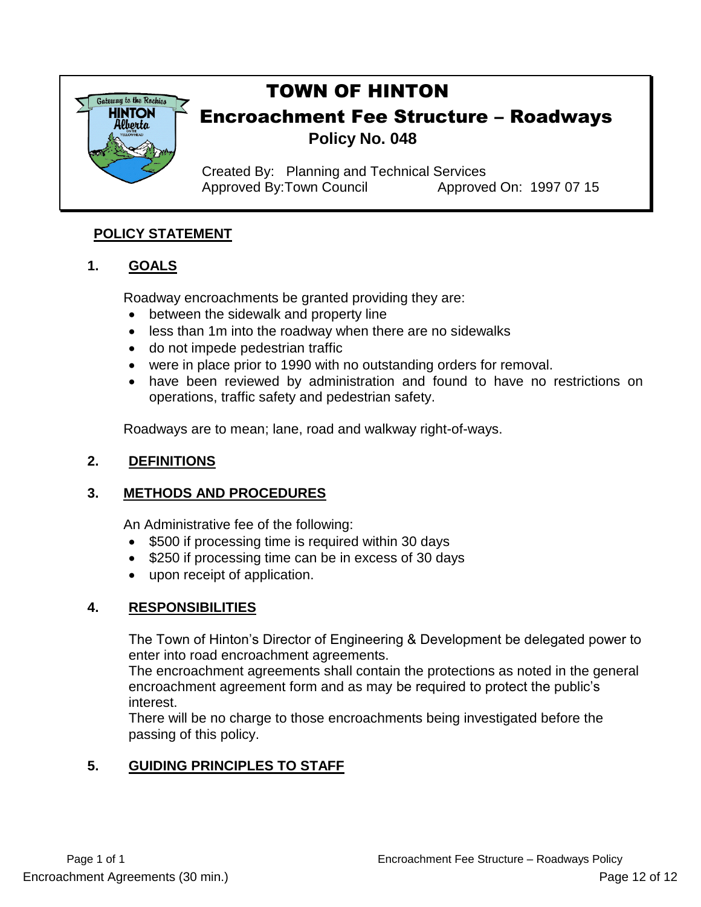# TOWN OF HINTON

## Encroachment Fee Structure – Roadways

**Policy No. 048**

Created By: Planning and Technical Services
Approved By: Town Council   Approved On: 1997 07 15

## POLICY STATEMENT

### 1. GOALS

Roadway encroachments be granted providing they are:

- between the sidewalk and property line
- less than 1m into the roadway when there are no sidewalks
- do not impede pedestrian traffic
- were in place prior to 1990 with no outstanding orders for removal.
- have been reviewed by administration and found to have no restrictions on operations, traffic safety and pedestrian safety.

Roadways are to mean; lane, road and walkway right-of-ways.

### 2. DEFINITIONS

### 3. METHODS AND PROCEDURES

An Administrative fee of the following:

- \$500 if processing time is required within 30 days
- \$250 if processing time can be in excess of 30 days
- upon receipt of application.

### 4. RESPONSIBILITIES

The Town of Hinton's Director of Engineering & Development be delegated power to enter into road encroachment agreements.
The encroachment agreements shall contain the protections as noted in the general encroachment agreement form and as may be required to protect the public's interest.
There will be no charge to those encroachments being investigated before the passing of this policy.

### 5. GUIDING PRINCIPLES TO STAFF